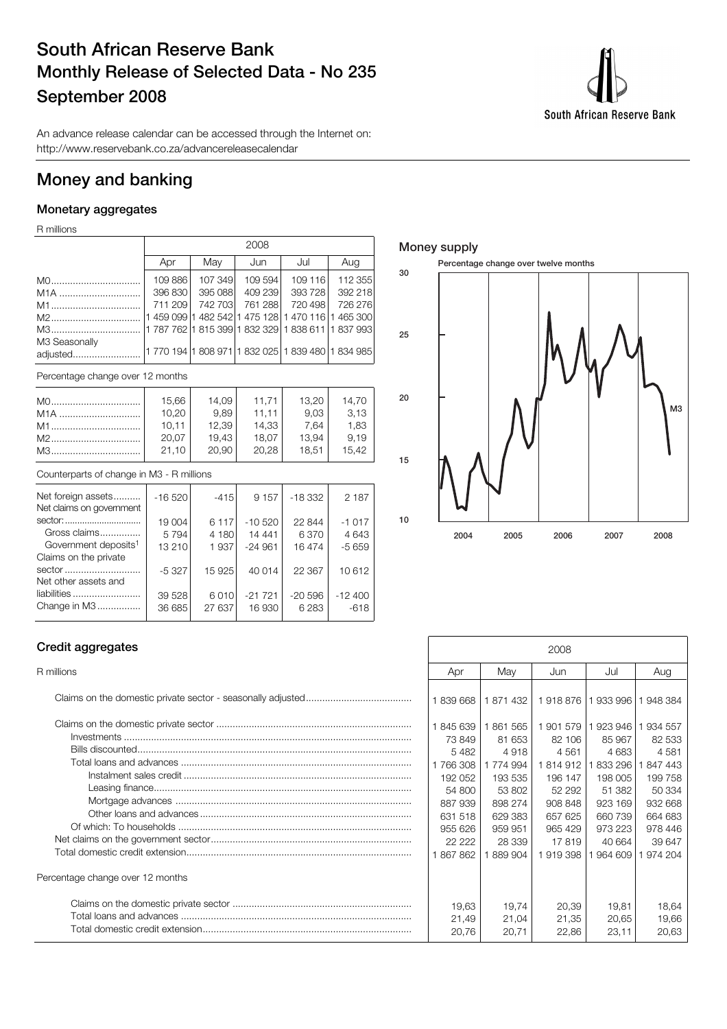# South African Reserve Bank
## Monthly Release of Selected Data - No 235
## September 2008

An advance release calendar can be accessed through the Internet on:
http://www.reservebank.co.za/advancereleasecalendar

# Money and banking

### Monetary aggregates

R millions

| | 2008 | | | | |
|---|---|---|---|---|---|
| | Apr | May | Jun | Jul | Aug |
| M0 | 109 886 | 107 349 | 109 594 | 109 116 | 112 355 |
| M1A | 396 830 | 395 088 | 409 239 | 393 728 | 392 218 |
| M1 | 711 209 | 742 703 | 761 288 | 720 498 | 726 276 |
| M2 | 1 459 099 | 1 482 542 | 1 475 128 | 1 470 116 | 1 465 300 |
| M3 | 1 787 762 | 1 815 399 | 1 832 329 | 1 838 611 | 1 837 993 |
| M3 Seasonally adjusted | 1 770 194 | 1 808 971 | 1 832 025 | 1 839 480 | 1 834 985 |
| **Percentage change over 12 months** | | | | | |
| M0 | 15,66 | 14,09 | 11,71 | 13,20 | 14,70 |
| M1A | 10,20 | 9,89 | 11,11 | 9,03 | 3,13 |
| M1 | 10,11 | 12,39 | 14,33 | 7,64 | 1,83 |
| M2 | 20,07 | 19,43 | 18,07 | 13,94 | 9,19 |
| M3 | 21,10 | 20,90 | 20,28 | 18,51 | 15,42 |
| **Counterparts of change in M3 - R millions** | | | | | |
| Net foreign assets | -16 520 | -415 | 9 157 | -18 332 | 2 187 |
| Net claims on government sector: | 19 004 | 6 117 | -10 520 | 22 844 | -1 017 |
| Gross claims | 5 794 | 4 180 | 14 441 | 6 370 | 4 643 |
| Government deposits[1] | 13 210 | 1 937 | -24 961 | 16 474 | -5 659 |
| Claims on the private sector | -5 327 | 15 925 | 40 014 | 22 367 | 10 612 |
| Net other assets and liabilities | 39 528 | 6 010 | -21 721 | -20 596 | -12 400 |
| Change in M3 | 36 685 | 27 637 | 16 930 | 6 283 | -618 |

**Money supply**

Percentage change over twelve months

### Credit aggregates

R millions

| | 2008 | | | | |
|---|---|---|---|---|---|
| | Apr | May | Jun | Jul | Aug |
| Claims on the domestic private sector - seasonally adjusted | 1 839 668 | 1 871 432 | 1 918 876 | 1 933 996 | 1 948 384 |
| Claims on the domestic private sector | 1 845 639 | 1 861 565 | 1 901 579 | 1 923 946 | 1 934 557 |
| Investments | 73 849 | 81 653 | 82 106 | 85 967 | 82 533 |
| Bills discounted | 5 482 | 4 918 | 4 561 | 4 683 | 4 581 |
| Total loans and advances | 1 766 308 | 1 774 994 | 1 814 912 | 1 833 296 | 1 847 443 |
| Instalment sales credit | 192 052 | 193 535 | 196 147 | 198 005 | 199 758 |
| Leasing finance | 54 800 | 53 802 | 52 292 | 51 382 | 50 334 |
| Mortgage advances | 887 939 | 898 274 | 908 848 | 923 169 | 932 668 |
| Other loans and advances | 631 518 | 629 383 | 657 625 | 660 739 | 664 683 |
| Of which: To households | 955 626 | 959 951 | 965 429 | 973 223 | 978 446 |
| Net claims on the government sector | 22 222 | 28 339 | 17 819 | 40 664 | 39 647 |
| Total domestic credit extension | 1 867 862 | 1 889 904 | 1 919 398 | 1 964 609 | 1 974 204 |
| **Percentage change over 12 months** | | | | | |
| Claims on the domestic private sector | 19,63 | 19,74 | 20,39 | 19,81 | 18,64 |
| Total loans and advances | 21,49 | 21,04 | 21,35 | 20,65 | 19,66 |
| Total domestic credit extension | 20,76 | 20,71 | 22,86 | 23,11 | 20,63 |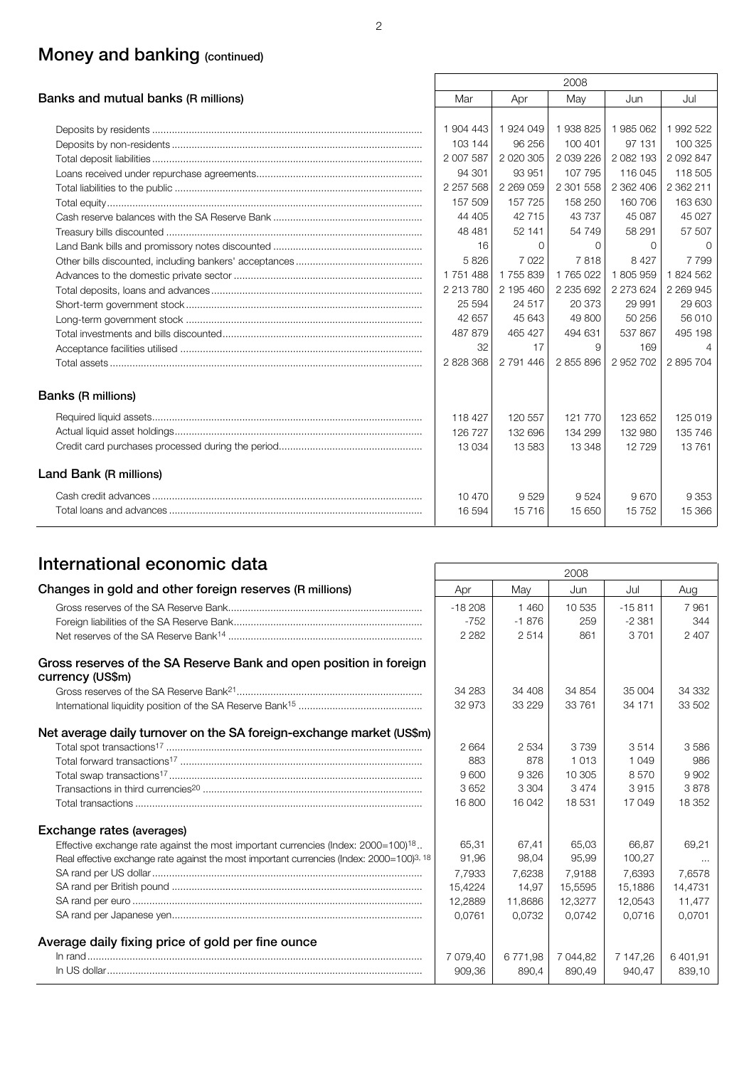# Money and banking (continued)

| Banks and mutual banks (R millions) | 2008 | | | | |
|---|---|---|---|---|---|
| | Mar | Apr | May | Jun | Jul |
| Deposits by residents | 1 904 443 | 1 924 049 | 1 938 825 | 1 985 062 | 1 992 522 |
| Deposits by non-residents | 103 144 | 96 256 | 100 401 | 97 131 | 100 325 |
| Total deposit liabilities | 2 007 587 | 2 020 305 | 2 039 226 | 2 082 193 | 2 092 847 |
| Loans received under repurchase agreements | 94 301 | 93 951 | 107 795 | 116 045 | 118 505 |
| Total liabilities to the public | 2 257 568 | 2 269 059 | 2 301 558 | 2 362 406 | 2 362 211 |
| Total equity | 157 509 | 157 725 | 158 250 | 160 706 | 163 630 |
| Cash reserve balances with the SA Reserve Bank | 44 405 | 42 715 | 43 737 | 45 087 | 45 027 |
| Treasury bills discounted | 48 481 | 52 141 | 54 749 | 58 291 | 57 507 |
| Land Bank bills and promissory notes discounted | 16 | 0 | 0 | 0 | 0 |
| Other bills discounted, including bankers' acceptances | 5 826 | 7 022 | 7 818 | 8 427 | 7 799 |
| Advances to the domestic private sector | 1 751 488 | 1 755 839 | 1 765 022 | 1 805 959 | 1 824 562 |
| Total deposits, loans and advances | 2 213 780 | 2 195 460 | 2 235 692 | 2 273 624 | 2 269 945 |
| Short-term government stock | 25 594 | 24 517 | 20 373 | 29 991 | 29 603 |
| Long-term government stock | 42 657 | 45 643 | 49 800 | 50 256 | 56 010 |
| Total investments and bills discounted | 487 879 | 465 427 | 494 631 | 537 867 | 495 198 |
| Acceptance facilities utilised | 32 | 17 | 9 | 169 | 4 |
| Total assets | 2 828 368 | 2 791 446 | 2 855 896 | 2 952 702 | 2 895 704 |
| **Banks (R millions)** | | | | | |
| Required liquid assets | 118 427 | 120 557 | 121 770 | 123 652 | 125 019 |
| Actual liquid asset holdings | 126 727 | 132 696 | 134 299 | 132 980 | 135 746 |
| Credit card purchases processed during the period | 13 034 | 13 583 | 13 348 | 12 729 | 13 761 |
| **Land Bank (R millions)** | | | | | |
| Cash credit advances | 10 470 | 9 529 | 9 524 | 9 670 | 9 353 |
| Total loans and advances | 16 594 | 15 716 | 15 650 | 15 752 | 15 366 |

# International economic data

| Changes in gold and other foreign reserves (R millions) | 2008 | | | | |
|---|---|---|---|---|---|
| | Apr | May | Jun | Jul | Aug |
| Gross reserves of the SA Reserve Bank | -18 208 | 1 460 | 10 535 | -15 811 | 7 961 |
| Foreign liabilities of the SA Reserve Bank | -752 | -1 876 | 259 | -2 381 | 344 |
| Net reserves of the SA Reserve Bank[14] | 2 282 | 2 514 | 861 | 3 701 | 2 407 |
| **Gross reserves of the SA Reserve Bank and open position in foreign currency (US$m)** | | | | | |
| Gross reserves of the SA Reserve Bank[21] | 34 283 | 34 408 | 34 854 | 35 004 | 34 332 |
| International liquidity position of the SA Reserve Bank[15] | 32 973 | 33 229 | 33 761 | 34 171 | 33 502 |
| **Net average daily turnover on the SA foreign-exchange market (US$m)** | | | | | |
| Total spot transactions[17] | 2 664 | 2 534 | 3 739 | 3 514 | 3 586 |
| Total forward transactions[17] | 883 | 878 | 1 013 | 1 049 | 986 |
| Total swap transactions[17] | 9 600 | 9 326 | 10 305 | 8 570 | 9 902 |
| Transactions in third currencies[20] | 3 652 | 3 304 | 3 474 | 3 915 | 3 878 |
| Total transactions | 16 800 | 16 042 | 18 531 | 17 049 | 18 352 |
| **Exchange rates (averages)** | | | | | |
| Effective exchange rate against the most important currencies (Index: 2000=100)[18] | 65,31 | 67,41 | 65,03 | 66,87 | 69,21 |
| Real effective exchange rate against the most important currencies (Index: 2000=100)[3, 18] | 91,96 | 98,04 | 95,99 | 100,27 | ... |
| SA rand per US dollar | 7,7933 | 7,6238 | 7,9188 | 7,6393 | 7,6578 |
| SA rand per British pound | 15,4224 | 14,97 | 15,5595 | 15,1886 | 14,4731 |
| SA rand per euro | 12,2889 | 11,8686 | 12,3277 | 12,0543 | 11,477 |
| SA rand per Japanese yen | 0,0761 | 0,0732 | 0,0742 | 0,0716 | 0,0701 |
| **Average daily fixing price of gold per fine ounce** | | | | | |
| In rand | 7 079,40 | 6 771,98 | 7 044,82 | 7 147,26 | 6 401,91 |
| In US dollar | 909,36 | 890,4 | 890,49 | 940,47 | 839,10 |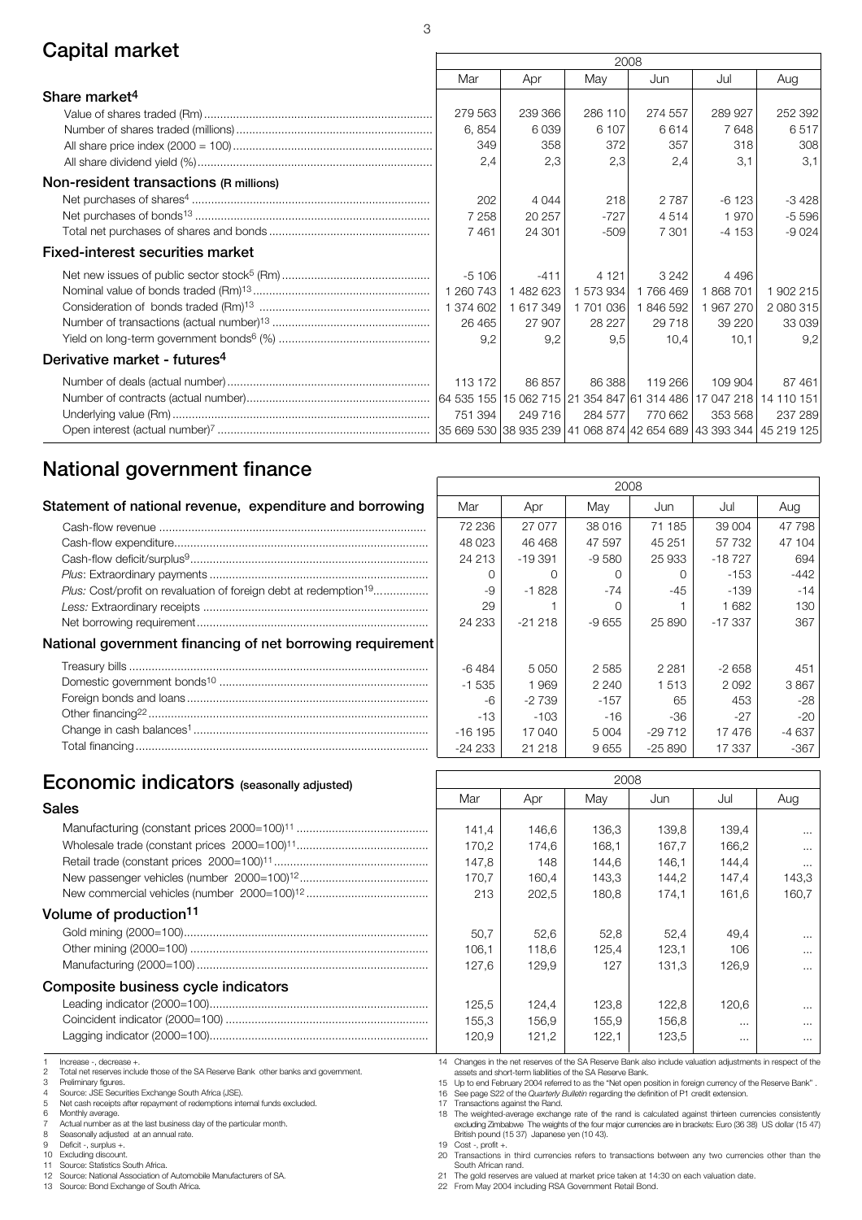## Capital market

| | 2008 | | | | | |
|---|---|---|---|---|---|---|
| | Mar | Apr | May | Jun | Jul | Aug |
| **Share market[4]** | | | | | | |
| Value of shares traded (Rm) | 279 563 | 239 366 | 286 110 | 274 557 | 289 927 | 252 392 |
| Number of shares traded (millions) | 6, 854 | 6 039 | 6 107 | 6 614 | 7 648 | 6 517 |
| All share price index (2000 = 100) | 349 | 358 | 372 | 357 | 318 | 308 |
| All share dividend yield (%) | 2,4 | 2,3 | 2,3 | 2,4 | 3,1 | 3,1 |
| **Non-resident transactions (R millions)** | | | | | | |
| Net purchases of shares[4] | 202 | 4 044 | 218 | 2 787 | -6 123 | -3 428 |
| Net purchases of bonds[13] | 7 258 | 20 257 | -727 | 4 514 | 1 970 | -5 596 |
| Total net purchases of shares and bonds | 7 461 | 24 301 | -509 | 7 301 | -4 153 | -9 024 |
| **Fixed-interest securities market** | | | | | | |
| Net new issues of public sector stock[5] (Rm) | -5 106 | -411 | 4 121 | 3 242 | 4 496 | |
| Nominal value of bonds traded (Rm)[13] | 1 260 743 | 1 482 623 | 1 573 934 | 1 766 469 | 1 868 701 | 1 902 215 |
| Consideration of bonds traded (Rm)[13] | 1 374 602 | 1 617 349 | 1 701 036 | 1 846 592 | 1 967 270 | 2 080 315 |
| Number of transactions (actual number)[13] | 26 465 | 27 907 | 28 227 | 29 718 | 39 220 | 33 039 |
| Yield on long-term government bonds[6] (%) | 9,2 | 9,2 | 9,5 | 10,4 | 10,1 | 9,2 |
| **Derivative market - futures[4]** | | | | | | |
| Number of deals (actual number) | 113 172 | 86 857 | 86 388 | 119 266 | 109 904 | 87 461 |
| Number of contracts (actual number) | 64 535 155 | 15 062 715 | 21 354 847 | 61 314 486 | 17 047 218 | 14 110 151 |
| Underlying value (Rm) | 751 394 | 249 716 | 284 577 | 770 662 | 353 568 | 237 289 |
| Open interest (actual number)[7] | 35 669 530 | 38 935 239 | 41 068 874 | 42 654 689 | 43 393 344 | 45 219 125 |

## National government finance

| | 2008 | | | | | |
|---|---|---|---|---|---|---|
| **Statement of national revenue, expenditure and borrowing** | Mar | Apr | May | Jun | Jul | Aug |
| Cash-flow revenue | 72 236 | 27 077 | 38 016 | 71 185 | 39 004 | 47 798 |
| Cash-flow expenditure | 48 023 | 46 468 | 47 597 | 45 251 | 57 732 | 47 104 |
| Cash-flow deficit/surplus[9] | 24 213 | -19 391 | -9 580 | 25 933 | -18 727 | 694 |
| *Plus*: Extraordinary payments | 0 | 0 | 0 | 0 | -153 | -442 |
| *Plus:* Cost/profit on revaluation of foreign debt at redemption[19] | -9 | -1 828 | -74 | -45 | -139 | -14 |
| *Less:* Extraordinary receipts | 29 | 1 | 0 | 1 | 1 682 | 130 |
| Net borrowing requirement | 24 233 | -21 218 | -9 655 | 25 890 | -17 337 | 367 |
| **National government financing of net borrowing requirement** | | | | | | |
| Treasury bills | -6 484 | 5 050 | 2 585 | 2 281 | -2 658 | 451 |
| Domestic government bonds[10] | -1 535 | 1 969 | 2 240 | 1 513 | 2 092 | 3 867 |
| Foreign bonds and loans | -6 | -2 739 | -157 | 65 | 453 | -28 |
| Other financing[22] | -13 | -103 | -16 | -36 | -27 | -20 |
| Change in cash balances[1] | -16 195 | 17 040 | 5 004 | -29 712 | 17 476 | -4 637 |
| Total financing | -24 233 | 21 218 | 9 655 | -25 890 | 17 337 | -367 |

## Economic indicators (seasonally adjusted)

| | 2008 | | | | | |
|---|---|---|---|---|---|---|
| | Mar | Apr | May | Jun | Jul | Aug |
| **Sales** | | | | | | |
| Manufacturing (constant prices 2000=100)[11] | 141,4 | 146,6 | 136,3 | 139,8 | 139,4 | ... |
| Wholesale trade (constant prices 2000=100)[11] | 170,2 | 174,6 | 168,1 | 167,7 | 166,2 | ... |
| Retail trade (constant prices 2000=100)[11] | 147,8 | 148 | 144,6 | 146,1 | 144,4 | ... |
| New passenger vehicles (number 2000=100)[12] | 170,7 | 160,4 | 143,3 | 144,2 | 147,4 | 143,3 |
| New commercial vehicles (number 2000=100)[12] | 213 | 202,5 | 180,8 | 174,1 | 161,6 | 160,7 |
| **Volume of production[11]** | | | | | | |
| Gold mining (2000=100) | 50,7 | 52,6 | 52,8 | 52,4 | 49,4 | ... |
| Other mining (2000=100) | 106,1 | 118,6 | 125,4 | 123,1 | 106 | ... |
| Manufacturing (2000=100) | 127,6 | 129,9 | 127 | 131,3 | 126,9 | ... |
| **Composite business cycle indicators** | | | | | | |
| Leading indicator (2000=100) | 125,5 | 124,4 | 123,8 | 122,8 | 120,6 | ... |
| Coincident indicator (2000=100) | 155,3 | 156,9 | 155,9 | 156,8 | ... | ... |
| Lagging indicator (2000=100) | 120,9 | 121,2 | 122,1 | 123,5 | ... | ... |

1 Increase -, decrease +.
2 Total net reserves include those of the SA Reserve Bank other banks and government.
3 Preliminary figures.
4 Source: JSE Securities Exchange South Africa (JSE).
5 Net cash receipts after repayment of redemptions internal funds excluded.
6 Monthly average.
7 Actual number as at the last business day of the particular month.
8 Seasonally adjusted at an annual rate.
9 Deficit -, surplus +.
10 Excluding discount.
11 Source: Statistics South Africa.
12 Source: National Association of Automobile Manufacturers of SA.
13 Source: Bond Exchange of South Africa.
14 Changes in the net reserves of the SA Reserve Bank also include valuation adjustments in respect of the assets and short-term liabilities of the SA Reserve Bank.
15 Up to end February 2004 referred to as the "Net open position in foreign currency of the Reserve Bank".
16 See page S22 of the *Quarterly Bulletin* regarding the definition of P1 credit extension.
17 Transactions against the Rand.
18 The weighted-average exchange rate of the rand is calculated against thirteen currencies consistently excluding Zimbabwe The weights of the four major currencies are in brackets: Euro (36 38) US dollar (15 47) British pound (15 37) Japanese yen (10 43).
19 Cost -, profit +.
20 Transactions in third currencies refers to transactions between any two currencies other than the South African rand.
21 The gold reserves are valued at market price taken at 14:30 on each valuation date.
22 From May 2004 including RSA Government Retail Bond.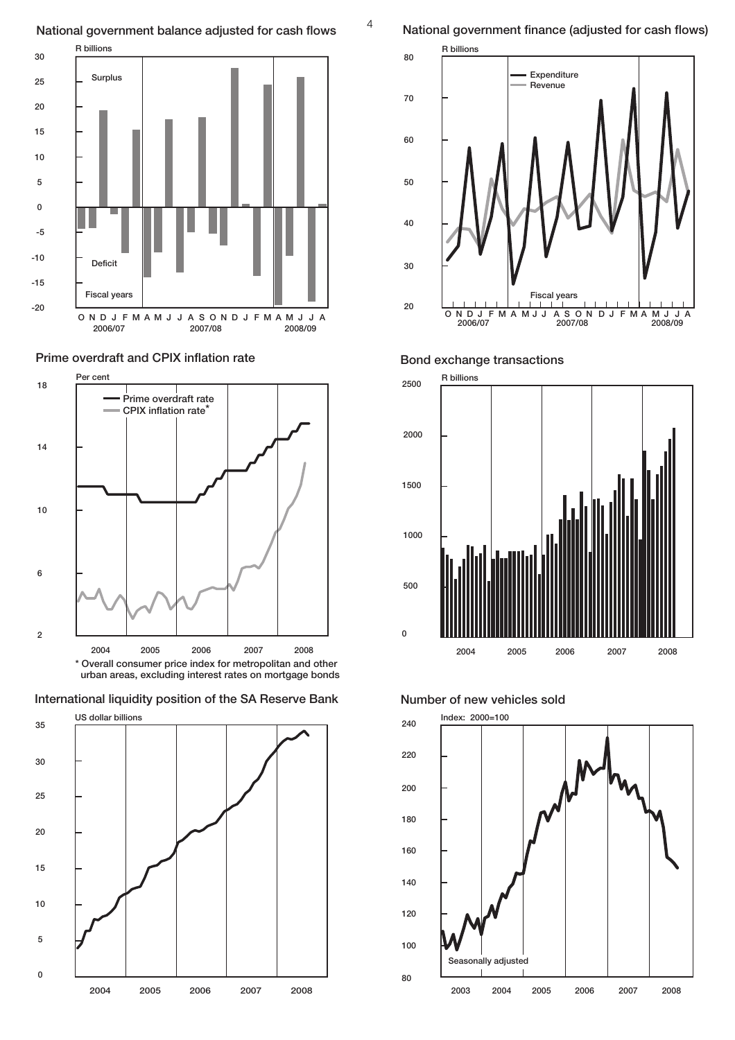## National government balance adjusted for cash flows

R billions

30
25
20
15
10
5
0
-5
-10
-15
-20

Surplus

Deficit

Fiscal years

O N D J F M A M J J A S O N D J F M A M J J A

2006/07 2007/08 2008/09

## National government finance (adjusted for cash flows)

R billions

80
70
60
50
40
30
20

Expenditure
Revenue

Fiscal years

O N D J F M A M J J A S O N D J F M A M J J A

2006/07 2007/08 2008/09

## Prime overdraft and CPIX inflation rate

Per cent

18
14
10
6
2

Prime overdraft rate
CPIX inflation rate*

2004 2005 2006 2007 2008

\* Overall consumer price index for metropolitan and other urban areas, excluding interest rates on mortgage bonds

## Bond exchange transactions

R billions

2500
2000
1500
1000
500
0

2004 2005 2006 2007 2008

## International liquidity position of the SA Reserve Bank

US dollar billions

35
30
25
20
15
10
5
0

2004 2005 2006 2007 2008

## Number of new vehicles sold

Index: 2000=100

240
220
200
180
160
140
120
100
80

Seasonally adjusted

2003 2004 2005 2006 2007 2008